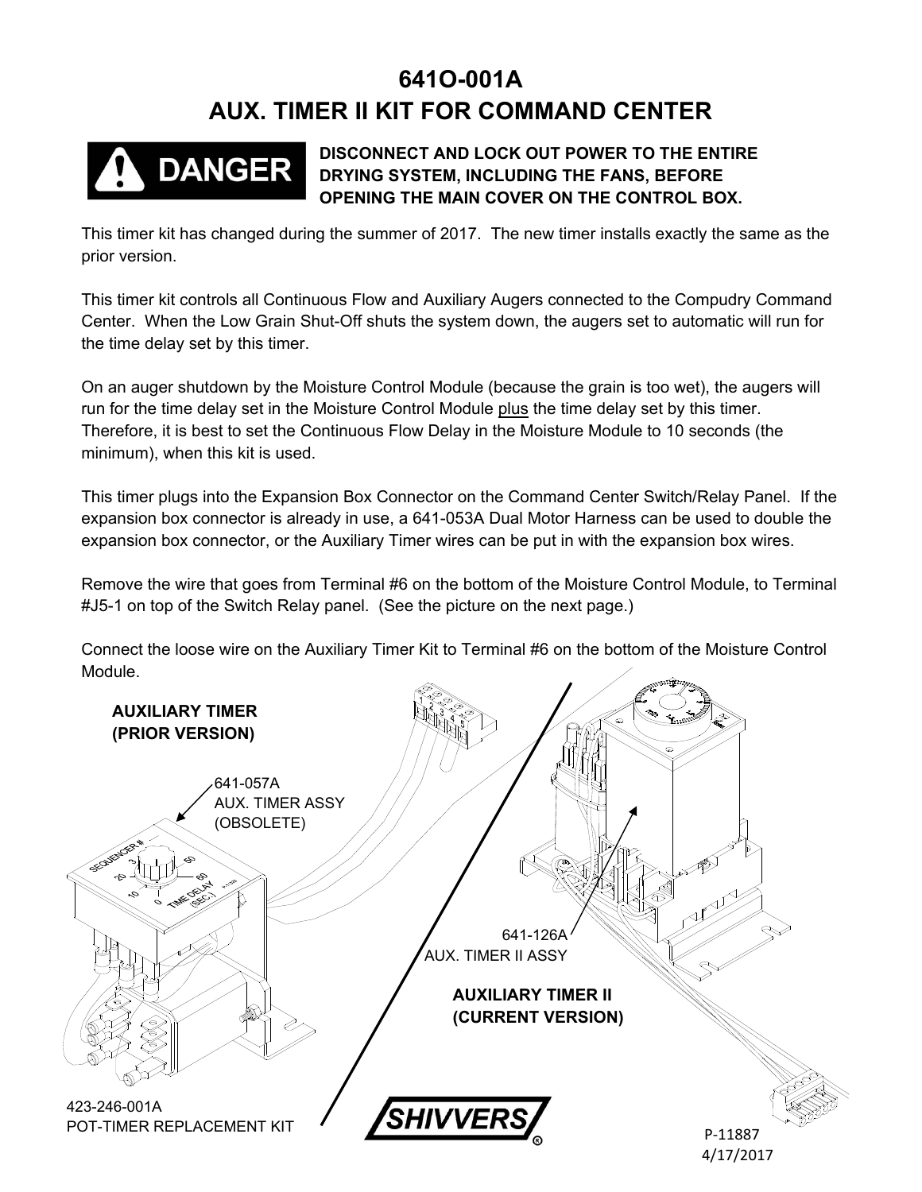# 641O-001A
# AUX. TIMER II KIT FOR COMMAND CENTER

**DANGER** **DISCONNECT AND LOCK OUT POWER TO THE ENTIRE DRYING SYSTEM, INCLUDING THE FANS, BEFORE OPENING THE MAIN COVER ON THE CONTROL BOX.**

This timer kit has changed during the summer of 2017. The new timer installs exactly the same as the prior version.

This timer kit controls all Continuous Flow and Auxiliary Augers connected to the Compudry Command Center. When the Low Grain Shut-Off shuts the system down, the augers set to automatic will run for the time delay set by this timer.

On an auger shutdown by the Moisture Control Module (because the grain is too wet), the augers will run for the time delay set in the Moisture Control Module plus the time delay set by this timer. Therefore, it is best to set the Continuous Flow Delay in the Moisture Module to 10 seconds (the minimum), when this kit is used.

This timer plugs into the Expansion Box Connector on the Command Center Switch/Relay Panel. If the expansion box connector is already in use, a 641-053A Dual Motor Harness can be used to double the expansion box connector, or the Auxiliary Timer wires can be put in with the expansion box wires.

Remove the wire that goes from Terminal #6 on the bottom of the Moisture Control Module, to Terminal #J5-1 on top of the Switch Relay panel. (See the picture on the next page.)

Connect the loose wire on the Auxiliary Timer Kit to Terminal #6 on the bottom of the Moisture Control Module.

**AUXILIARY TIMER (PRIOR VERSION)**

641-057A
AUX. TIMER ASSY
(OBSOLETE)

641-126A
AUX. TIMER II ASSY

**AUXILIARY TIMER II (CURRENT VERSION)**

423-246-001A
POT-TIMER REPLACEMENT KIT

P-11887
4/17/2017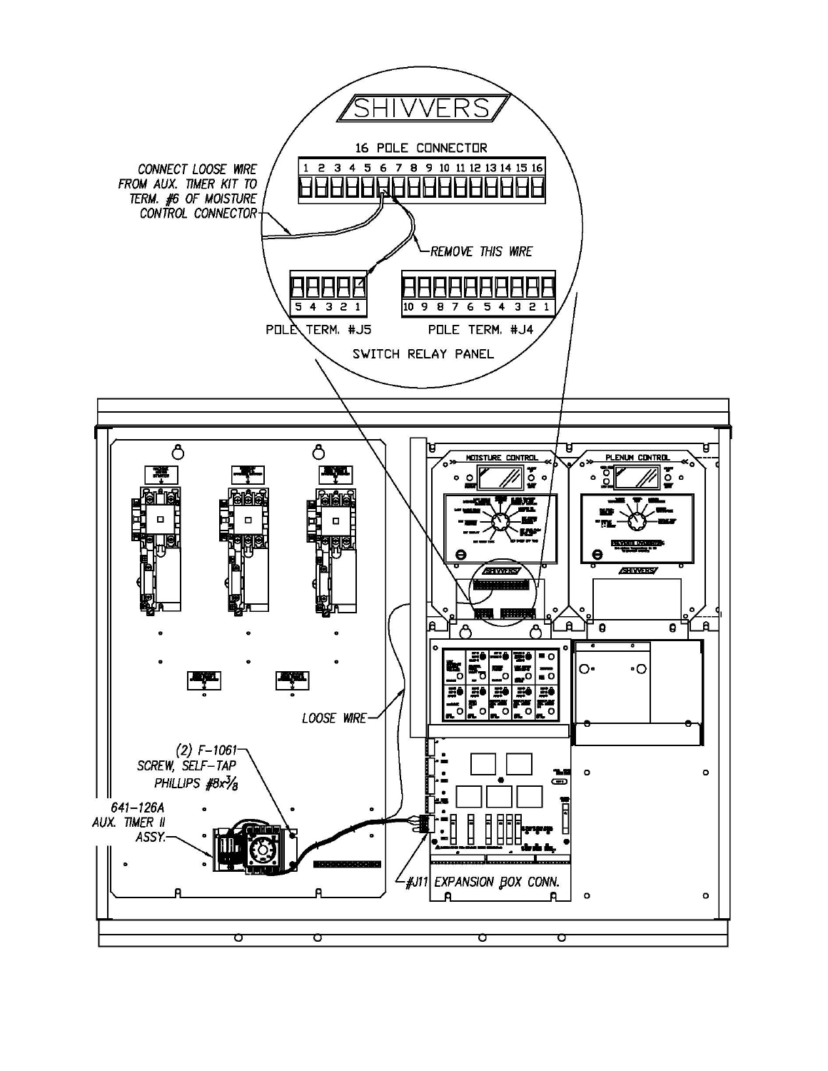SHIVVERS

16 POLE CONNECTOR

1 2 3 4 5 6 7 8 9 10 11 12 13 14 15 16

CONNECT LOOSE WIRE FROM AUX. TIMER KIT TO TERM. #6 OF MOISTURE CONTROL CONNECTOR

REMOVE THIS WIRE

5 4 3 2 1

POLE TERM. #J5

10 9 8 7 6 5 4 3 2 1

POLE TERM. #J4

SWITCH RELAY PANEL

MOISTURE CONTROL

PLENUM CONTROL

LOOSE WIRE

(2) F-1061 SCREW, SELF-TAP PHILLIPS #8x3/8

641-126A AUX. TIMER II ASSY.

#J11 EXPANSION BOX CONN.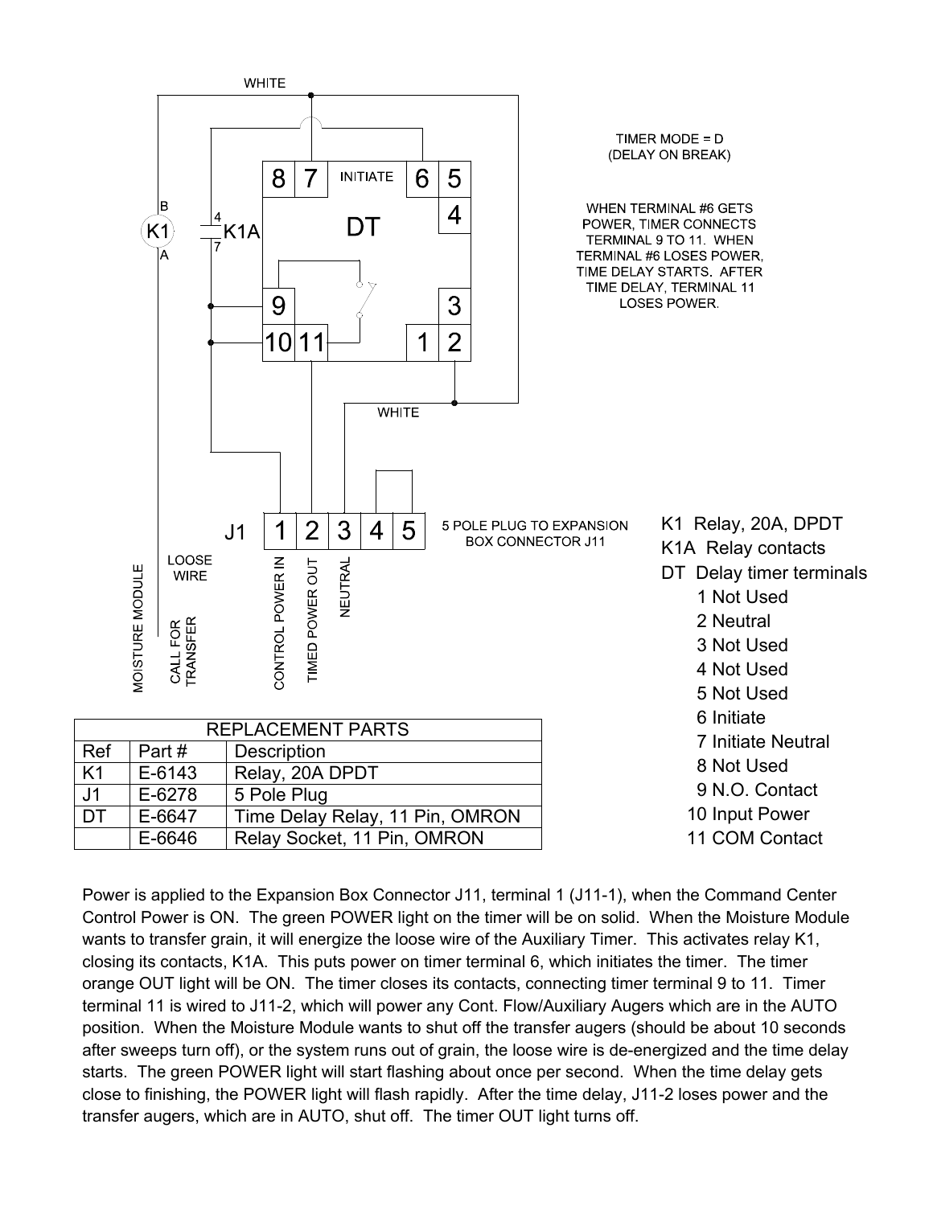TIMER MODE = D
(DELAY ON BREAK)

WHEN TERMINAL #6 GETS POWER, TIMER CONNECTS TERMINAL 9 TO 11. WHEN TERMINAL #6 LOSES POWER, TIME DELAY STARTS. AFTER TIME DELAY, TERMINAL 11 LOSES POWER.

5 POLE PLUG TO EXPANSION BOX CONNECTOR J11

K1 Relay, 20A, DPDT
K1A Relay contacts
DT Delay timer terminals

1 Not Used
2 Neutral
3 Not Used
4 Not Used
5 Not Used
6 Initiate
7 Initiate Neutral
8 Not Used
9 N.O. Contact
10 Input Power
11 COM Contact

| REPLACEMENT PARTS | | |
|---|---|---|
| Ref | Part # | Description |
| K1 | E-6143 | Relay, 20A DPDT |
| J1 | E-6278 | 5 Pole Plug |
| DT | E-6647 | Time Delay Relay, 11 Pin, OMRON |
| | E-6646 | Relay Socket, 11 Pin, OMRON |

Power is applied to the Expansion Box Connector J11, terminal 1 (J11-1), when the Command Center Control Power is ON. The green POWER light on the timer will be on solid. When the Moisture Module wants to transfer grain, it will energize the loose wire of the Auxiliary Timer. This activates relay K1, closing its contacts, K1A. This puts power on timer terminal 6, which initiates the timer. The timer orange OUT light will be ON. The timer closes its contacts, connecting timer terminal 9 to 11. Timer terminal 11 is wired to J11-2, which will power any Cont. Flow/Auxiliary Augers which are in the AUTO position. When the Moisture Module wants to shut off the transfer augers (should be about 10 seconds after sweeps turn off), or the system runs out of grain, the loose wire is de-energized and the time delay starts. The green POWER light will start flashing about once per second. When the time delay gets close to finishing, the POWER light will flash rapidly. After the time delay, J11-2 loses power and the transfer augers, which are in AUTO, shut off. The timer OUT light turns off.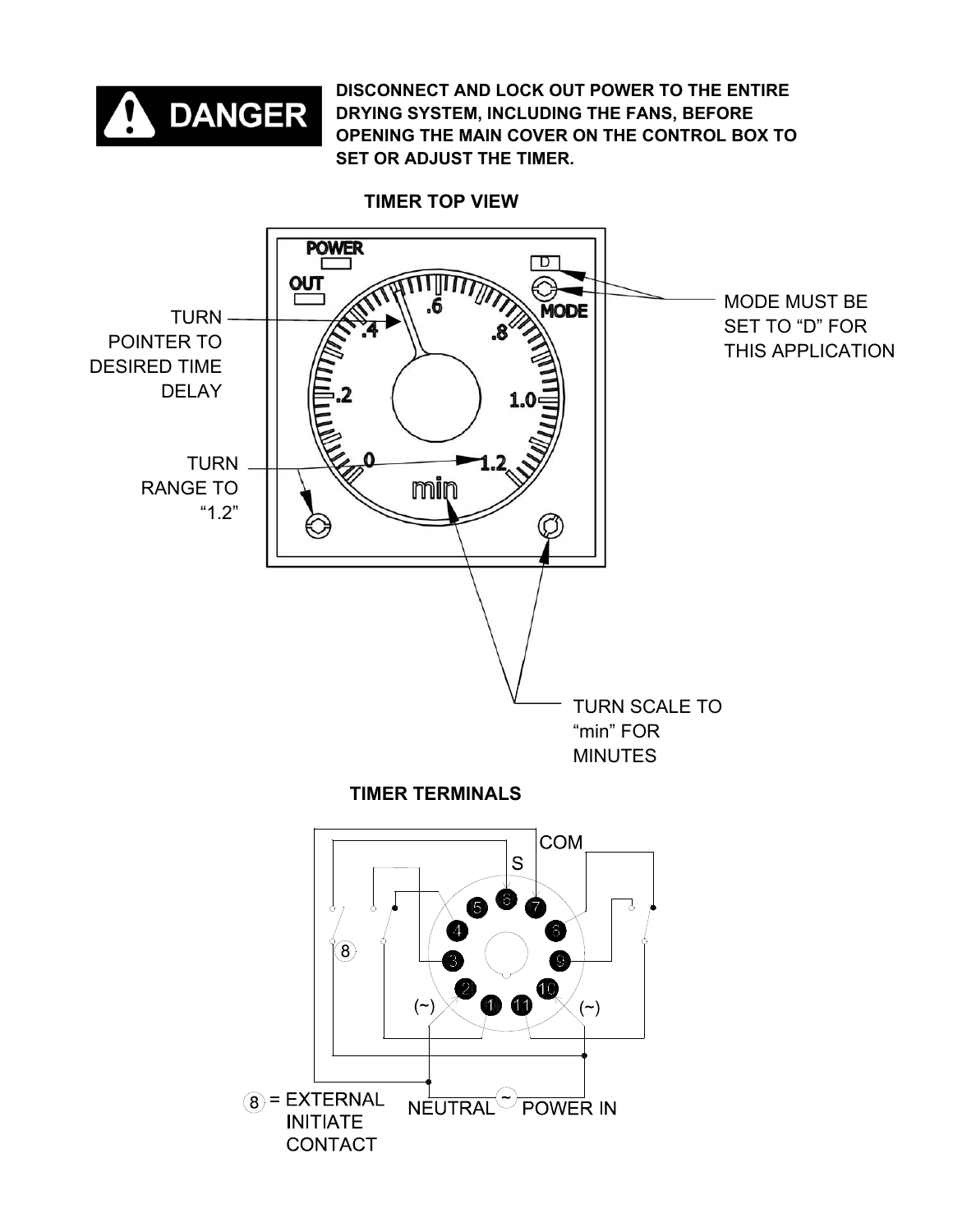**DANGER**

**DISCONNECT AND LOCK OUT POWER TO THE ENTIRE DRYING SYSTEM, INCLUDING THE FANS, BEFORE OPENING THE MAIN COVER ON THE CONTROL BOX TO SET OR ADJUST THE TIMER.**

**TIMER TOP VIEW**

POWER

OUT

D

MODE

.2 .4 .6 .8 1.0 1.2 0

min

TURN POINTER TO DESIRED TIME DELAY

TURN RANGE TO "1.2"

MODE MUST BE SET TO "D" FOR THIS APPLICATION

TURN SCALE TO "min" FOR MINUTES

**TIMER TERMINALS**

COM

S

1 2 3 4 5 6 7 8 9 10 11

(~) (~)

8 = EXTERNAL INITIATE CONTACT

NEUTRAL ~ POWER IN